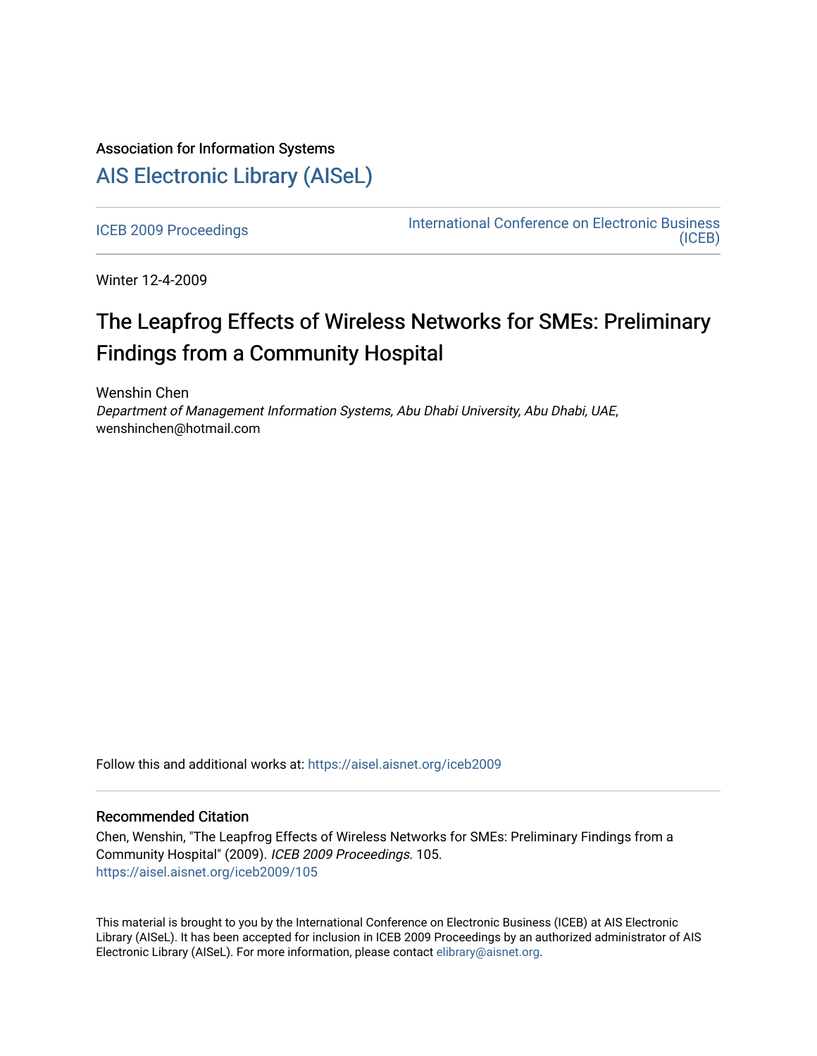Association for Information Systems

# AIS Electronic Library (AISeL)

ICEB 2009 Proceedings

International Conference on Electronic Business (ICEB)

Winter 12-4-2009

# The Leapfrog Effects of Wireless Networks for SMEs: Preliminary Findings from a Community Hospital

Wenshin Chen

*Department of Management Information Systems, Abu Dhabi University, Abu Dhabi, UAE*, wenshinchen@hotmail.com

Follow this and additional works at: https://aisel.aisnet.org/iceb2009

## Recommended Citation

Chen, Wenshin, "The Leapfrog Effects of Wireless Networks for SMEs: Preliminary Findings from a Community Hospital" (2009). *ICEB 2009 Proceedings*. 105.
https://aisel.aisnet.org/iceb2009/105

This material is brought to you by the International Conference on Electronic Business (ICEB) at AIS Electronic Library (AISeL). It has been accepted for inclusion in ICEB 2009 Proceedings by an authorized administrator of AIS Electronic Library (AISeL). For more information, please contact elibrary@aisnet.org.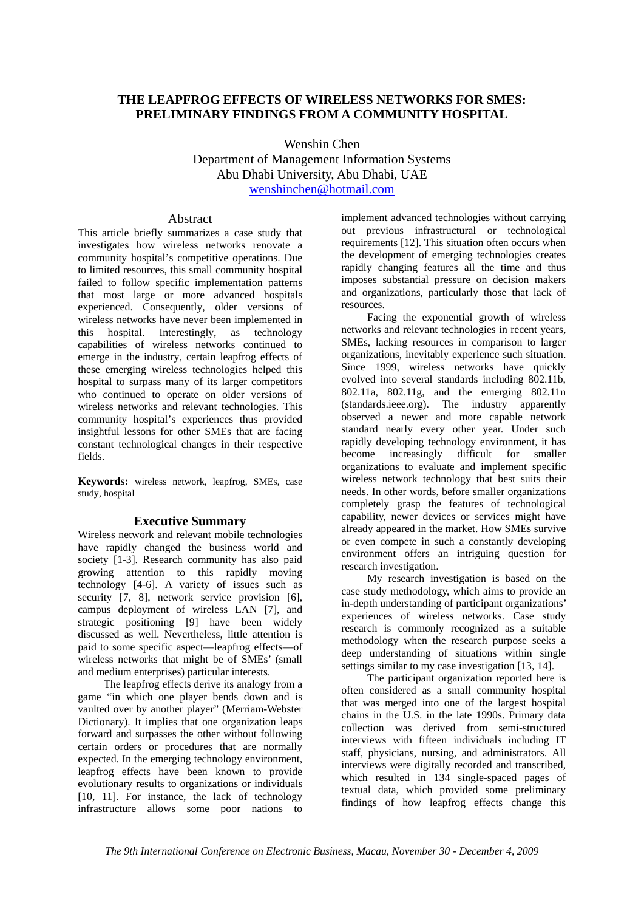# THE LEAPFROG EFFECTS OF WIRELESS NETWORKS FOR SMES: PRELIMINARY FINDINGS FROM A COMMUNITY HOSPITAL

Wenshin Chen
Department of Management Information Systems
Abu Dhabi University, Abu Dhabi, UAE
wenshinchen@hotmail.com

## Abstract

This article briefly summarizes a case study that investigates how wireless networks renovate a community hospital's competitive operations. Due to limited resources, this small community hospital failed to follow specific implementation patterns that most large or more advanced hospitals experienced. Consequently, older versions of wireless networks have never been implemented in this hospital. Interestingly, as technology capabilities of wireless networks continued to emerge in the industry, certain leapfrog effects of these emerging wireless technologies helped this hospital to surpass many of its larger competitors who continued to operate on older versions of wireless networks and relevant technologies. This community hospital's experiences thus provided insightful lessons for other SMEs that are facing constant technological changes in their respective fields.

**Keywords:** wireless network, leapfrog, SMEs, case study, hospital

## Executive Summary

Wireless network and relevant mobile technologies have rapidly changed the business world and society [1-3]. Research community has also paid growing attention to this rapidly moving technology [4-6]. A variety of issues such as security [7, 8], network service provision [6], campus deployment of wireless LAN [7], and strategic positioning [9] have been widely discussed as well. Nevertheless, little attention is paid to some specific aspect—leapfrog effects—of wireless networks that might be of SMEs' (small and medium enterprises) particular interests.

The leapfrog effects derive its analogy from a game "in which one player bends down and is vaulted over by another player" (Merriam-Webster Dictionary). It implies that one organization leaps forward and surpasses the other without following certain orders or procedures that are normally expected. In the emerging technology environment, leapfrog effects have been known to provide evolutionary results to organizations or individuals [10, 11]. For instance, the lack of technology infrastructure allows some poor nations to implement advanced technologies without carrying out previous infrastructural or technological requirements [12]. This situation often occurs when the development of emerging technologies creates rapidly changing features all the time and thus imposes substantial pressure on decision makers and organizations, particularly those that lack of resources.

Facing the exponential growth of wireless networks and relevant technologies in recent years, SMEs, lacking resources in comparison to larger organizations, inevitably experience such situation. Since 1999, wireless networks have quickly evolved into several standards including 802.11b, 802.11a, 802.11g, and the emerging 802.11n (standards.ieee.org). The industry apparently observed a newer and more capable network standard nearly every other year. Under such rapidly developing technology environment, it has become increasingly difficult for smaller organizations to evaluate and implement specific wireless network technology that best suits their needs. In other words, before smaller organizations completely grasp the features of technological capability, newer devices or services might have already appeared in the market. How SMEs survive or even compete in such a constantly developing environment offers an intriguing question for research investigation.

My research investigation is based on the case study methodology, which aims to provide an in-depth understanding of participant organizations' experiences of wireless networks. Case study research is commonly recognized as a suitable methodology when the research purpose seeks a deep understanding of situations within single settings similar to my case investigation [13, 14].

The participant organization reported here is often considered as a small community hospital that was merged into one of the largest hospital chains in the U.S. in the late 1990s. Primary data collection was derived from semi-structured interviews with fifteen individuals including IT staff, physicians, nursing, and administrators. All interviews were digitally recorded and transcribed, which resulted in 134 single-spaced pages of textual data, which provided some preliminary findings of how leapfrog effects change this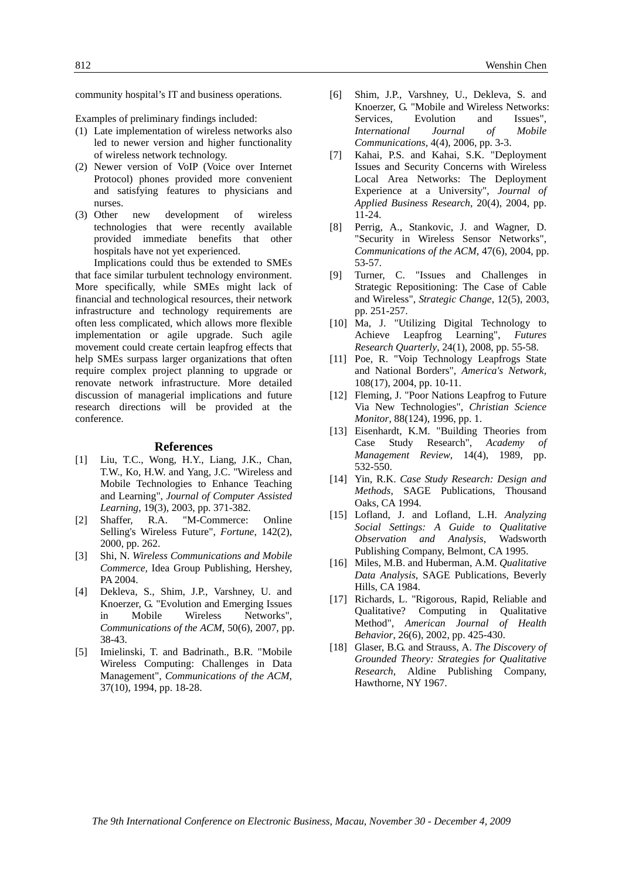community hospital's IT and business operations.

Examples of preliminary findings included:

(1) Late implementation of wireless networks also led to newer version and higher functionality of wireless network technology.
(2) Newer version of VoIP (Voice over Internet Protocol) phones provided more convenient and satisfying features to physicians and nurses.
(3) Other new development of wireless technologies that were recently available provided immediate benefits that other hospitals have not yet experienced.

Implications could thus be extended to SMEs that face similar turbulent technology environment. More specifically, while SMEs might lack of financial and technological resources, their network infrastructure and technology requirements are often less complicated, which allows more flexible implementation or agile upgrade. Such agile movement could create certain leapfrog effects that help SMEs surpass larger organizations that often require complex project planning to upgrade or renovate network infrastructure. More detailed discussion of managerial implications and future research directions will be provided at the conference.

## References

[1] Liu, T.C., Wong, H.Y., Liang, J.K., Chan, T.W., Ko, H.W. and Yang, J.C. "Wireless and Mobile Technologies to Enhance Teaching and Learning", *Journal of Computer Assisted Learning*, 19(3), 2003, pp. 371-382.

[2] Shaffer, R.A. "M-Commerce: Online Selling's Wireless Future", *Fortune*, 142(2), 2000, pp. 262.

[3] Shi, N. *Wireless Communications and Mobile Commerce*, Idea Group Publishing, Hershey, PA 2004.

[4] Dekleva, S., Shim, J.P., Varshney, U. and Knoerzer, G. "Evolution and Emerging Issues in Mobile Wireless Networks", *Communications of the ACM*, 50(6), 2007, pp. 38-43.

[5] Imielinski, T. and Badrinath., B.R. "Mobile Wireless Computing: Challenges in Data Management", *Communications of the ACM*, 37(10), 1994, pp. 18-28.

[6] Shim, J.P., Varshney, U., Dekleva, S. and Knoerzer, G. "Mobile and Wireless Networks: Services, Evolution and Issues", *International Journal of Mobile Communications*, 4(4), 2006, pp. 3-3.

[7] Kahai, P.S. and Kahai, S.K. "Deployment Issues and Security Concerns with Wireless Local Area Networks: The Deployment Experience at a University", *Journal of Applied Business Research*, 20(4), 2004, pp. 11-24.

[8] Perrig, A., Stankovic, J. and Wagner, D. "Security in Wireless Sensor Networks", *Communications of the ACM*, 47(6), 2004, pp. 53-57.

[9] Turner, C. "Issues and Challenges in Strategic Repositioning: The Case of Cable and Wireless", *Strategic Change*, 12(5), 2003, pp. 251-257.

[10] Ma, J. "Utilizing Digital Technology to Achieve Leapfrog Learning", *Futures Research Quarterly*, 24(1), 2008, pp. 55-58.

[11] Poe, R. "Voip Technology Leapfrogs State and National Borders", *America's Network*, 108(17), 2004, pp. 10-11.

[12] Fleming, J. "Poor Nations Leapfrog to Future Via New Technologies", *Christian Science Monitor*, 88(124), 1996, pp. 1.

[13] Eisenhardt, K.M. "Building Theories from Case Study Research", *Academy of Management Review*, 14(4), 1989, pp. 532-550.

[14] Yin, R.K. *Case Study Research: Design and Methods*, SAGE Publications, Thousand Oaks, CA 1994.

[15] Lofland, J. and Lofland, L.H. *Analyzing Social Settings: A Guide to Qualitative Observation and Analysis*, Wadsworth Publishing Company, Belmont, CA 1995.

[16] Miles, M.B. and Huberman, A.M. *Qualitative Data Analysis*, SAGE Publications, Beverly Hills, CA 1984.

[17] Richards, L. "Rigorous, Rapid, Reliable and Qualitative? Computing in Qualitative Method", *American Journal of Health Behavior*, 26(6), 2002, pp. 425-430.

[18] Glaser, B.G. and Strauss, A. *The Discovery of Grounded Theory: Strategies for Qualitative Research*, Aldine Publishing Company, Hawthorne, NY 1967.